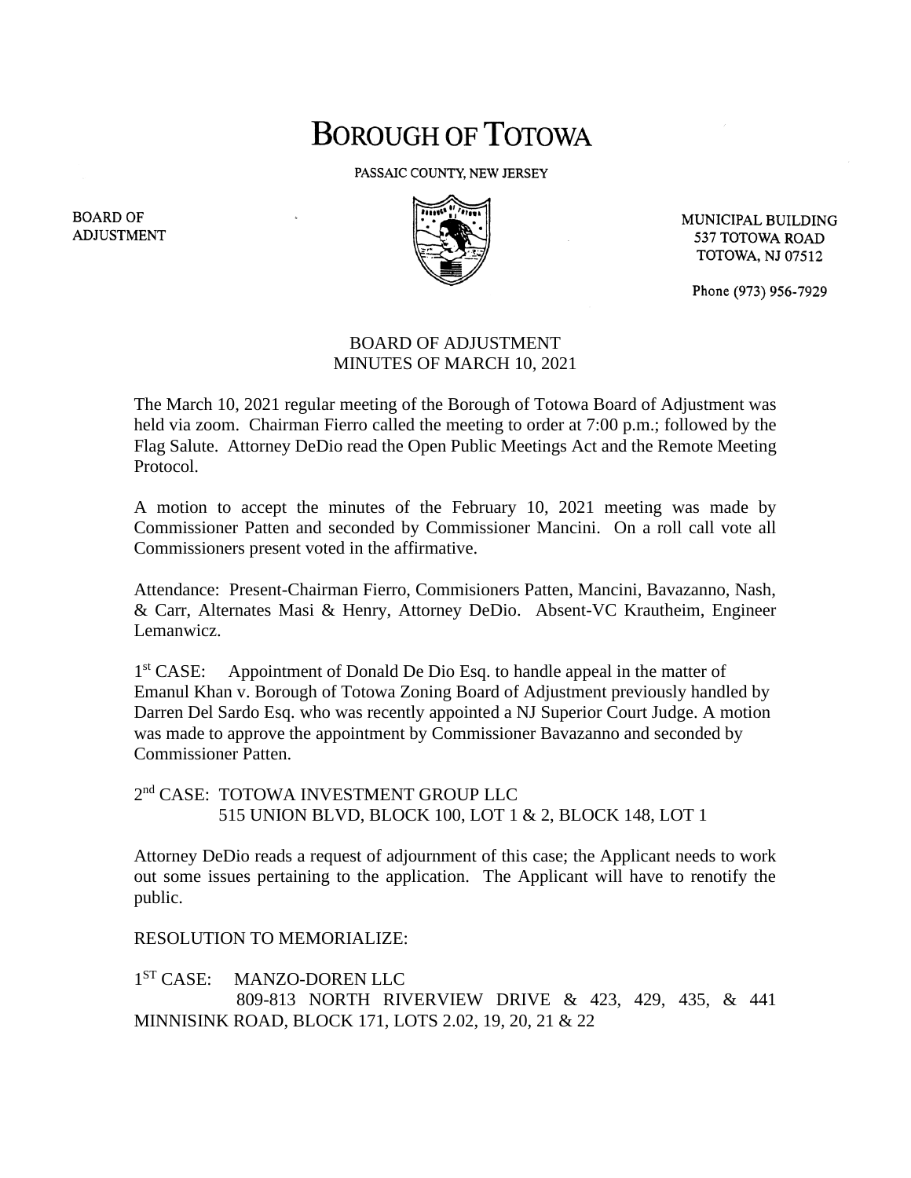# BOROUGH OF TOTOWA

PASSAIC COUNTY, NEW JERSEY

BOARD OF ADJUSTMENT

MUNICIPAL BUILDING
537 TOTOWA ROAD
TOTOWA, NJ 07512

Phone (973) 956-7929

## BOARD OF ADJUSTMENT
## MINUTES OF MARCH 10, 2021

The March 10, 2021 regular meeting of the Borough of Totowa Board of Adjustment was held via zoom. Chairman Fierro called the meeting to order at 7:00 p.m.; followed by the Flag Salute. Attorney DeDio read the Open Public Meetings Act and the Remote Meeting Protocol.

A motion to accept the minutes of the February 10, 2021 meeting was made by Commissioner Patten and seconded by Commissioner Mancini. On a roll call vote all Commissioners present voted in the affirmative.

Attendance: Present-Chairman Fierro, Commisioners Patten, Mancini, Bavazanno, Nash, & Carr, Alternates Masi & Henry, Attorney DeDio. Absent-VC Krautheim, Engineer Lemanwicz.

1st CASE: Appointment of Donald De Dio Esq. to handle appeal in the matter of Emanul Khan v. Borough of Totowa Zoning Board of Adjustment previously handled by Darren Del Sardo Esq. who was recently appointed a NJ Superior Court Judge. A motion was made to approve the appointment by Commissioner Bavazanno and seconded by Commissioner Patten.

2nd CASE: TOTOWA INVESTMENT GROUP LLC
515 UNION BLVD, BLOCK 100, LOT 1 & 2, BLOCK 148, LOT 1

Attorney DeDio reads a request of adjournment of this case; the Applicant needs to work out some issues pertaining to the application. The Applicant will have to renotify the public.

RESOLUTION TO MEMORIALIZE:

1ST CASE: MANZO-DOREN LLC
809-813 NORTH RIVERVIEW DRIVE & 423, 429, 435, & 441 MINNISINK ROAD, BLOCK 171, LOTS 2.02, 19, 20, 21 & 22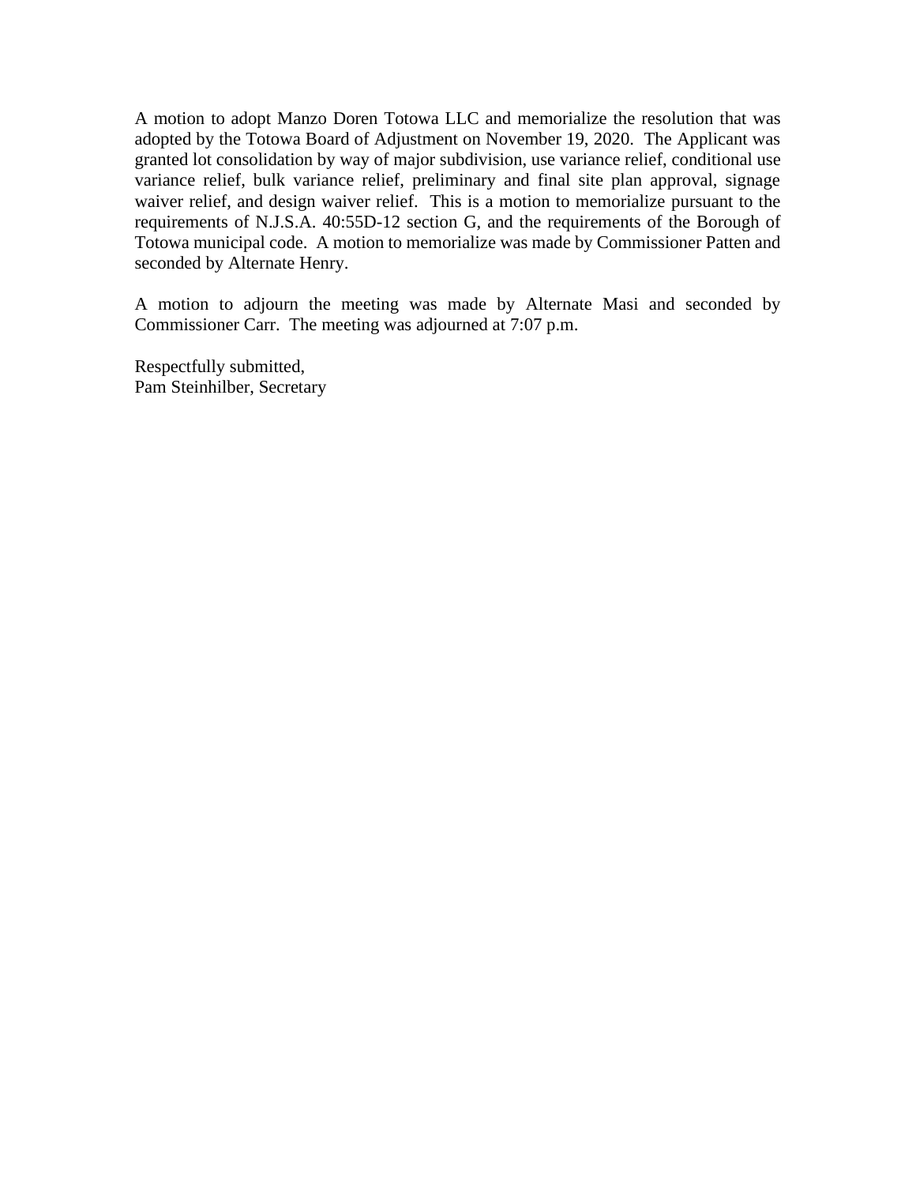A motion to adopt Manzo Doren Totowa LLC and memorialize the resolution that was adopted by the Totowa Board of Adjustment on November 19, 2020. The Applicant was granted lot consolidation by way of major subdivision, use variance relief, conditional use variance relief, bulk variance relief, preliminary and final site plan approval, signage waiver relief, and design waiver relief. This is a motion to memorialize pursuant to the requirements of N.J.S.A. 40:55D-12 section G, and the requirements of the Borough of Totowa municipal code. A motion to memorialize was made by Commissioner Patten and seconded by Alternate Henry.

A motion to adjourn the meeting was made by Alternate Masi and seconded by Commissioner Carr. The meeting was adjourned at 7:07 p.m.

Respectfully submitted,
Pam Steinhilber, Secretary